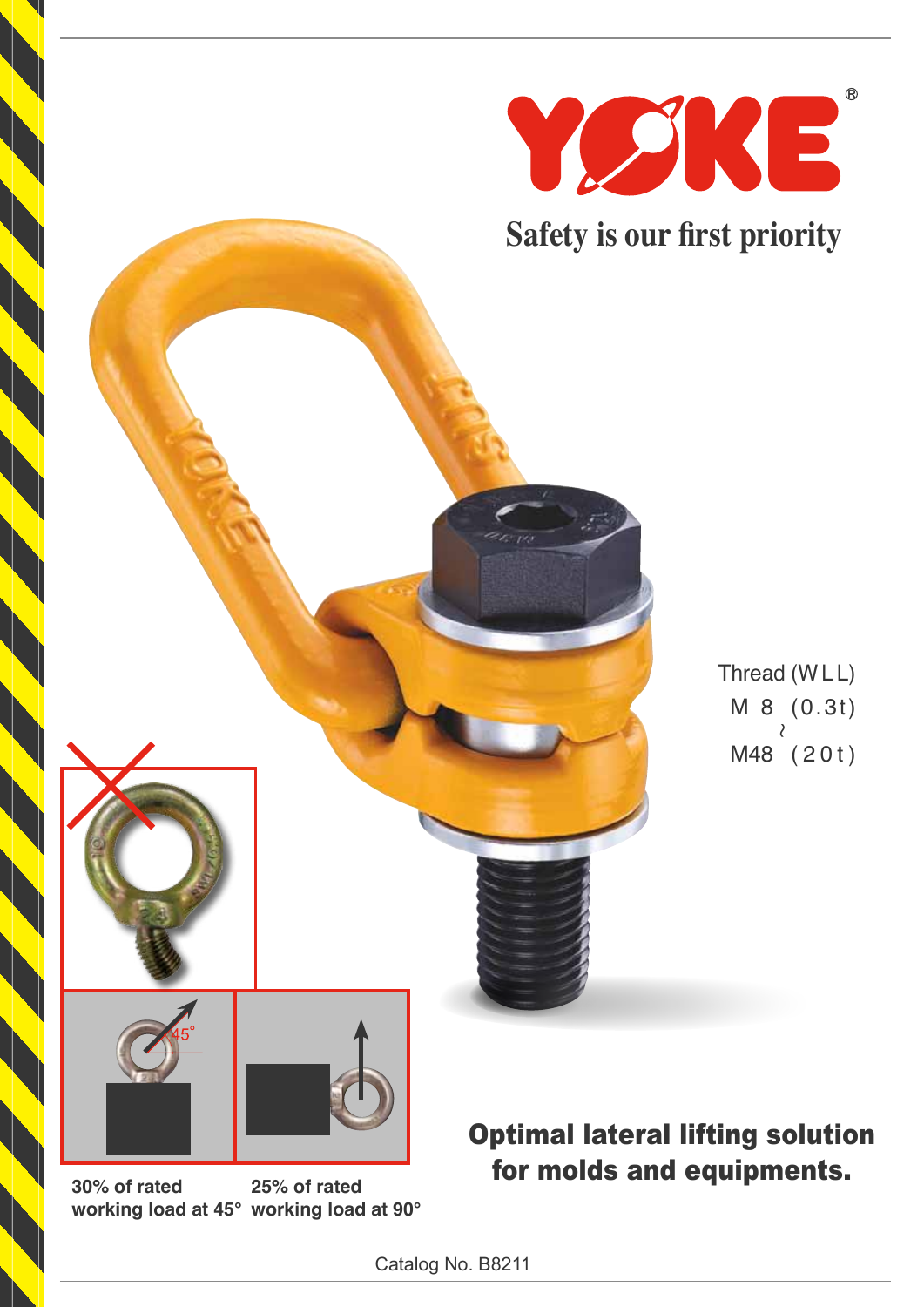# YOKE®

**Safety is our first priority**

Thread (WLL)
M 8 (0.3t)
~
M48 (20t)

30% of rated working load at 45°

25% of rated working load at 90°

## Optimal lateral lifting solution for molds and equipments.

Catalog No. B8211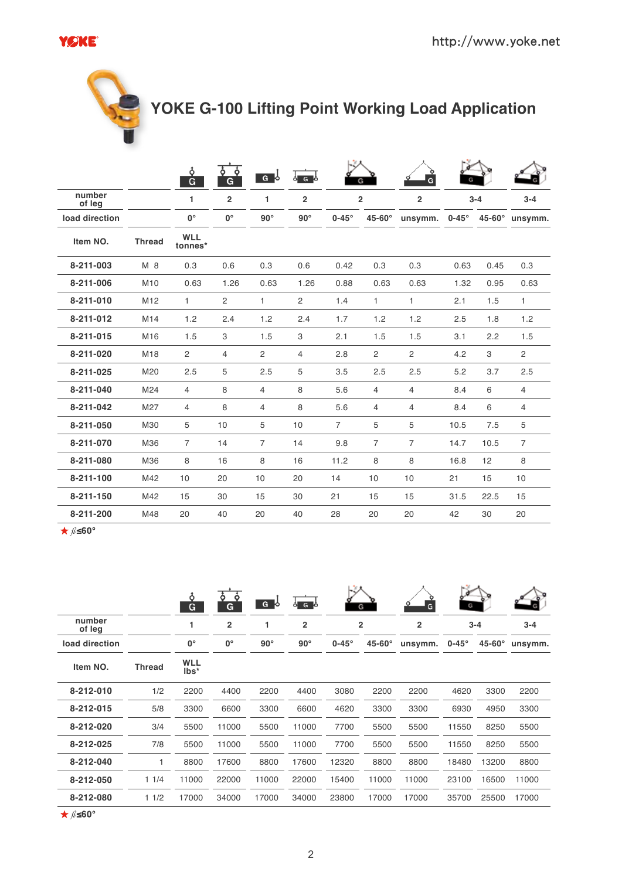# YOKE G-100 Lifting Point Working Load Application

| number of leg | | 1 | 2 | 1 | 2 | 2 | | 2 | 3-4 | | 3-4 |
|---|---|---|---|---|---|---|---|---|---|---|---|
| load direction | | 0° | 0° | 90° | 90° | 0-45° | 45-60° | unsymm. | 0-45° | 45-60° | unsymm. |
| Item NO. | Thread | WLL tonnes* | | | | | | | | | |
| 8-211-003 | M 8 | 0.3 | 0.6 | 0.3 | 0.6 | 0.42 | 0.3 | 0.3 | 0.63 | 0.45 | 0.3 |
| 8-211-006 | M10 | 0.63 | 1.26 | 0.63 | 1.26 | 0.88 | 0.63 | 0.63 | 1.32 | 0.95 | 0.63 |
| 8-211-010 | M12 | 1 | 2 | 1 | 2 | 1.4 | 1 | 1 | 2.1 | 1.5 | 1 |
| 8-211-012 | M14 | 1.2 | 2.4 | 1.2 | 2.4 | 1.7 | 1.2 | 1.2 | 2.5 | 1.8 | 1.2 |
| 8-211-015 | M16 | 1.5 | 3 | 1.5 | 3 | 2.1 | 1.5 | 1.5 | 3.1 | 2.2 | 1.5 |
| 8-211-020 | M18 | 2 | 4 | 2 | 4 | 2.8 | 2 | 2 | 4.2 | 3 | 2 |
| 8-211-025 | M20 | 2.5 | 5 | 2.5 | 5 | 3.5 | 2.5 | 2.5 | 5.2 | 3.7 | 2.5 |
| 8-211-040 | M24 | 4 | 8 | 4 | 8 | 5.6 | 4 | 4 | 8.4 | 6 | 4 |
| 8-211-042 | M27 | 4 | 8 | 4 | 8 | 5.6 | 4 | 4 | 8.4 | 6 | 4 |
| 8-211-050 | M30 | 5 | 10 | 5 | 10 | 7 | 5 | 5 | 10.5 | 7.5 | 5 |
| 8-211-070 | M36 | 7 | 14 | 7 | 14 | 9.8 | 7 | 7 | 14.7 | 10.5 | 7 |
| 8-211-080 | M36 | 8 | 16 | 8 | 16 | 11.2 | 8 | 8 | 16.8 | 12 | 8 |
| 8-211-100 | M42 | 10 | 20 | 10 | 20 | 14 | 10 | 10 | 21 | 15 | 10 |
| 8-211-150 | M42 | 15 | 30 | 15 | 30 | 21 | 15 | 15 | 31.5 | 22.5 | 15 |
| 8-211-200 | M48 | 20 | 40 | 20 | 40 | 28 | 20 | 20 | 42 | 30 | 20 |

★ $\beta \leq 60°$

| number of leg | | 1 | 2 | 1 | 2 | 2 | | 2 | 3-4 | | 3-4 |
|---|---|---|---|---|---|---|---|---|---|---|---|
| load direction | | 0° | 0° | 90° | 90° | 0-45° | 45-60° | unsymm. | 0-45° | 45-60° | unsymm. |
| Item NO. | Thread | WLL lbs* | | | | | | | | | |
| 8-212-010 | 1/2 | 2200 | 4400 | 2200 | 4400 | 3080 | 2200 | 2200 | 4620 | 3300 | 2200 |
| 8-212-015 | 5/8 | 3300 | 6600 | 3300 | 6600 | 4620 | 3300 | 3300 | 6930 | 4950 | 3300 |
| 8-212-020 | 3/4 | 5500 | 11000 | 5500 | 11000 | 7700 | 5500 | 5500 | 11550 | 8250 | 5500 |
| 8-212-025 | 7/8 | 5500 | 11000 | 5500 | 11000 | 7700 | 5500 | 5500 | 11550 | 8250 | 5500 |
| 8-212-040 | 1 | 8800 | 17600 | 8800 | 17600 | 12320 | 8800 | 8800 | 18480 | 13200 | 8800 |
| 8-212-050 | 1 1/4 | 11000 | 22000 | 11000 | 22000 | 15400 | 11000 | 11000 | 23100 | 16500 | 11000 |
| 8-212-080 | 1 1/2 | 17000 | 34000 | 17000 | 34000 | 23800 | 17000 | 17000 | 35700 | 25500 | 17000 |

★ $\beta \leq 60°$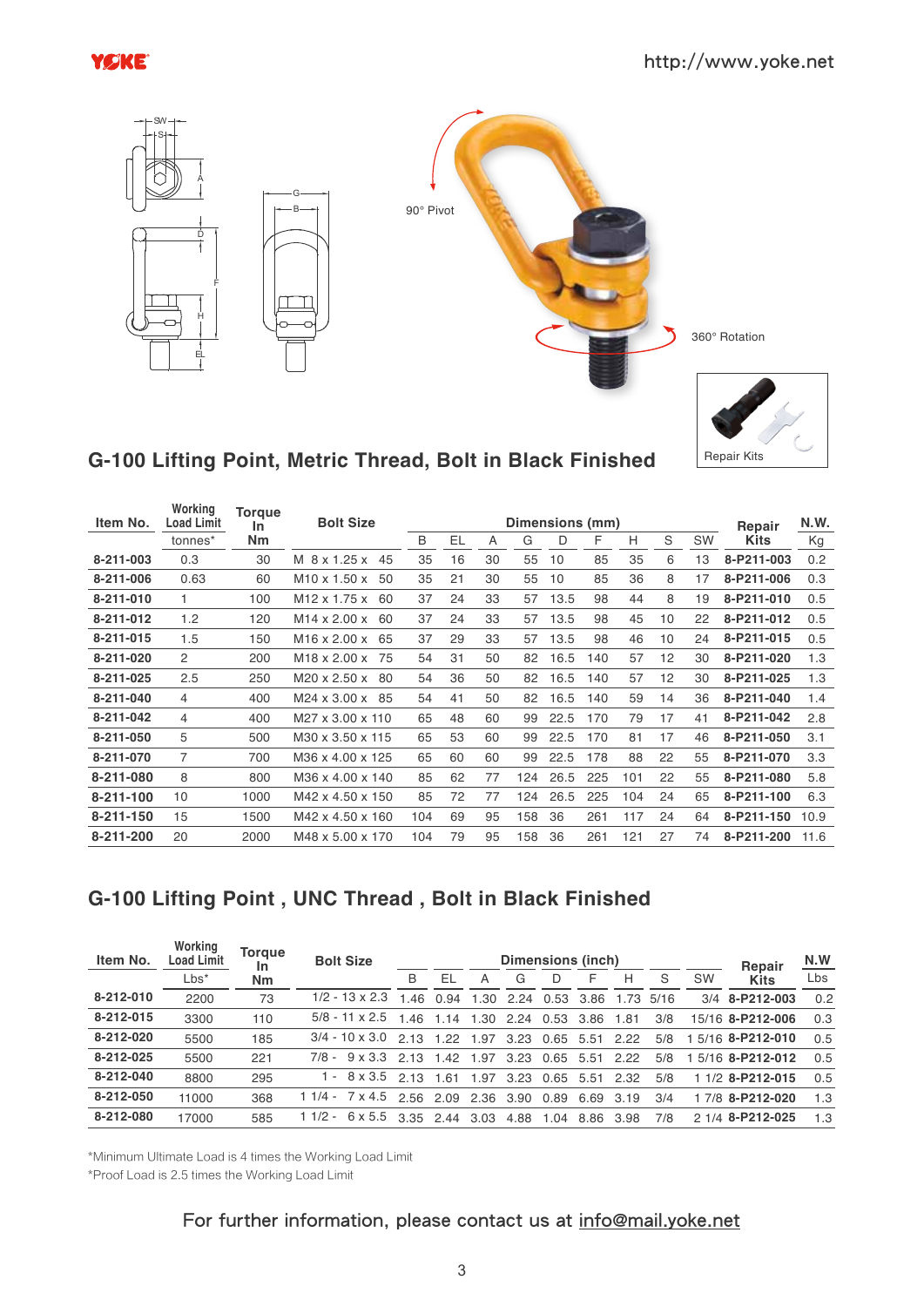## G-100 Lifting Point, Metric Thread, Bolt in Black Finished

| Item No. | Working Load Limit | Torque In Nm | Bolt Size | Dimensions (mm) | | | | | | | | | Repair Kits | N.W. |
|---|---|---|---|---|---|---|---|---|---|---|---|---|---|---|
| | tonnes* | | | B | EL | A | G | D | F | H | S | SW | | Kg |
| 8-211-003 | 0.3 | 30 | M 8 x 1.25 x 45 | 35 | 16 | 30 | 55 | 10 | 85 | 35 | 6 | 13 | 8-P211-003 | 0.2 |
| 8-211-006 | 0.63 | 60 | M10 x 1.50 x 50 | 35 | 21 | 30 | 55 | 10 | 85 | 36 | 8 | 17 | 8-P211-006 | 0.3 |
| 8-211-010 | 1 | 100 | M12 x 1.75 x 60 | 37 | 24 | 33 | 57 | 13.5 | 98 | 44 | 8 | 19 | 8-P211-010 | 0.5 |
| 8-211-012 | 1.2 | 120 | M14 x 2.00 x 60 | 37 | 24 | 33 | 57 | 13.5 | 98 | 45 | 10 | 22 | 8-P211-012 | 0.5 |
| 8-211-015 | 1.5 | 150 | M16 x 2.00 x 65 | 37 | 29 | 33 | 57 | 13.5 | 98 | 46 | 10 | 24 | 8-P211-015 | 0.5 |
| 8-211-020 | 2 | 200 | M18 x 2.00 x 75 | 54 | 31 | 50 | 82 | 16.5 | 140 | 57 | 12 | 30 | 8-P211-020 | 1.3 |
| 8-211-025 | 2.5 | 250 | M20 x 2.50 x 80 | 54 | 36 | 50 | 82 | 16.5 | 140 | 57 | 12 | 30 | 8-P211-025 | 1.3 |
| 8-211-040 | 4 | 400 | M24 x 3.00 x 85 | 54 | 41 | 50 | 82 | 16.5 | 140 | 59 | 14 | 36 | 8-P211-040 | 1.4 |
| 8-211-042 | 4 | 400 | M27 x 3.00 x 110 | 65 | 48 | 60 | 99 | 22.5 | 170 | 79 | 17 | 41 | 8-P211-042 | 2.8 |
| 8-211-050 | 5 | 500 | M30 x 3.50 x 115 | 65 | 53 | 60 | 99 | 22.5 | 170 | 81 | 17 | 46 | 8-P211-050 | 3.1 |
| 8-211-070 | 7 | 700 | M36 x 4.00 x 125 | 65 | 60 | 60 | 99 | 22.5 | 178 | 88 | 22 | 55 | 8-P211-070 | 3.3 |
| 8-211-080 | 8 | 800 | M36 x 4.00 x 140 | 85 | 62 | 77 | 124 | 26.5 | 225 | 101 | 22 | 55 | 8-P211-080 | 5.8 |
| 8-211-100 | 10 | 1000 | M42 x 4.50 x 150 | 85 | 72 | 77 | 124 | 26.5 | 225 | 104 | 24 | 65 | 8-P211-100 | 6.3 |
| 8-211-150 | 15 | 1500 | M42 x 4.50 x 160 | 104 | 69 | 95 | 158 | 36 | 261 | 117 | 24 | 64 | 8-P211-150 | 10.9 |
| 8-211-200 | 20 | 2000 | M48 x 5.00 x 170 | 104 | 79 | 95 | 158 | 36 | 261 | 121 | 27 | 74 | 8-P211-200 | 11.6 |

## G-100 Lifting Point , UNC Thread , Bolt in Black Finished

| Item No. | Working Load Limit | Torque In Nm | Bolt Size | Dimensions (inch) | | | | | | | | | Repair Kits | N.W |
|---|---|---|---|---|---|---|---|---|---|---|---|---|---|---|
| | Lbs* | | | B | EL | A | G | D | F | H | S | SW | | Lbs |
| 8-212-010 | 2200 | 73 | 1/2 - 13 x 2.3 | 1.46 | 0.94 | 1.30 | 2.24 | 0.53 | 3.86 | 1.73 | 5/16 | 3/4 | 8-P212-003 | 0.2 |
| 8-212-015 | 3300 | 110 | 5/8 - 11 x 2.5 | 1.46 | 1.14 | 1.30 | 2.24 | 0.53 | 3.86 | 1.81 | 3/8 | 15/16 | 8-P212-006 | 0.3 |
| 8-212-020 | 5500 | 185 | 3/4 - 10 x 3.0 | 2.13 | 1.22 | 1.97 | 3.23 | 0.65 | 5.51 | 2.22 | 5/8 | 1 5/16 | 8-P212-010 | 0.5 |
| 8-212-025 | 5500 | 221 | 7/8 - 9 x 3.3 | 2.13 | 1.42 | 1.97 | 3.23 | 0.65 | 5.51 | 2.22 | 5/8 | 1 5/16 | 8-P212-012 | 0.5 |
| 8-212-040 | 8800 | 295 | 1 - 8 x 3.5 | 2.13 | 1.61 | 1.97 | 3.23 | 0.65 | 5.51 | 2.32 | 5/8 | 1 1/2 | 8-P212-015 | 0.5 |
| 8-212-050 | 11000 | 368 | 1 1/4 - 7 x 4.5 | 2.56 | 2.09 | 2.36 | 3.90 | 0.89 | 6.69 | 3.19 | 3/4 | 1 7/8 | 8-P212-020 | 1.3 |
| 8-212-080 | 17000 | 585 | 1 1/2 - 6 x 5.5 | 3.35 | 2.44 | 3.03 | 4.88 | 1.04 | 8.86 | 3.98 | 7/8 | 2 1/4 | 8-P212-025 | 1.3 |

*Minimum Ultimate Load is 4 times the Working Load Limit

*Proof Load is 2.5 times the Working Load Limit

For further information, please contact us at info@mail.yoke.net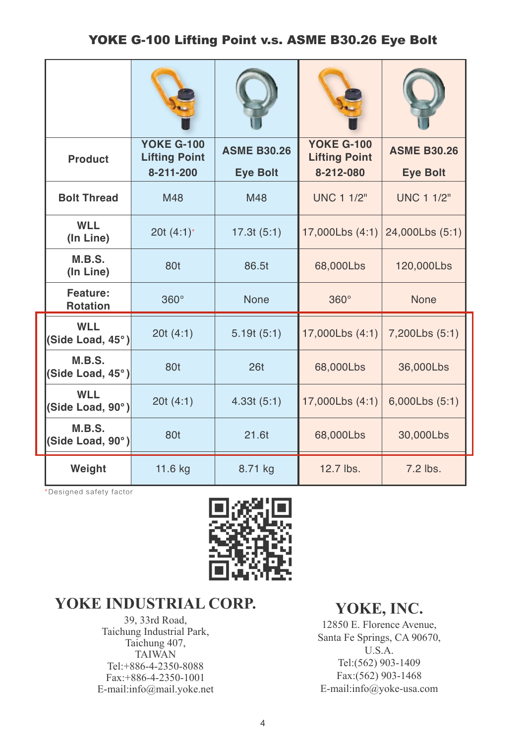## YOKE G-100 Lifting Point v.s. ASME B30.26 Eye Bolt

| Product | YOKE G-100 Lifting Point 8-211-200 | ASME B30.26 Eye Bolt | YOKE G-100 Lifting Point 8-212-080 | ASME B30.26 Eye Bolt |
|---|---|---|---|---|
| Bolt Thread | M48 | M48 | UNC 1 1/2" | UNC 1 1/2" |
| WLL (In Line) | 20t (4:1)* | 17.3t (5:1) | 17,000Lbs (4:1) | 24,000Lbs (5:1) |
| M.B.S. (In Line) | 80t | 86.5t | 68,000Lbs | 120,000Lbs |
| Feature: Rotation | 360° | None | 360° | None |
| WLL (Side Load, 45°) | 20t (4:1) | 5.19t (5:1) | 17,000Lbs (4:1) | 7,200Lbs (5:1) |
| M.B.S. (Side Load, 45°) | 80t | 26t | 68,000Lbs | 36,000Lbs |
| WLL (Side Load, 90°) | 20t (4:1) | 4.33t (5:1) | 17,000Lbs (4:1) | 6,000Lbs (5:1) |
| M.B.S. (Side Load, 90°) | 80t | 21.6t | 68,000Lbs | 30,000Lbs |
| Weight | 11.6 kg | 8.71 kg | 12.7 lbs. | 7.2 lbs. |

*Designed safety factor

**YOKE INDUSTRIAL CORP.**
39, 33rd Road,
Taichung Industrial Park,
Taichung 407,
TAIWAN
Tel:+886-4-2350-8088
Fax:+886-4-2350-1001
E-mail:info@mail.yoke.net

**YOKE, INC.**
12850 E. Florence Avenue,
Santa Fe Springs, CA 90670,
U.S.A.
Tel:(562) 903-1409
Fax:(562) 903-1468
E-mail:info@yoke-usa.com